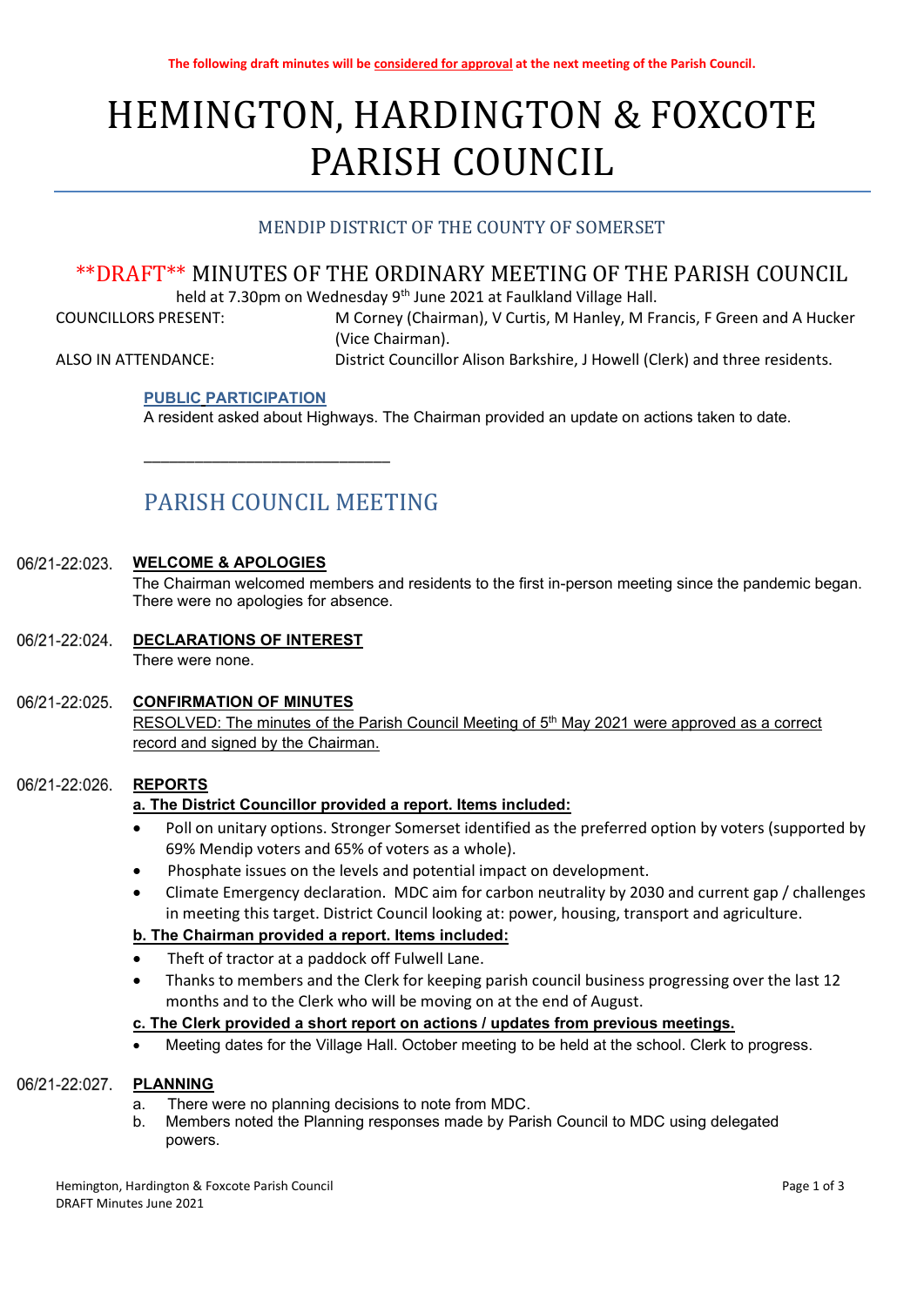The following draft minutes will be considered for approval at the next meeting of the Parish Council.

# HEMINGTON, HARDINGTON & FOXCOTE PARISH COUNCIL

MENDIP DISTRICT OF THE COUNTY OF SOMERSET

## **DRAFT** MINUTES OF THE ORDINARY MEETING OF THE PARISH COUNCIL

held at 7.30pm on Wednesday 9th June 2021 at Faulkland Village Hall.

COUNCILLORS PRESENT: M Corney (Chairman), V Curtis, M Hanley, M Francis, F Green and A Hucker (Vice Chairman).

ALSO IN ATTENDANCE: District Councillor Alison Barkshire, J Howell (Clerk) and three residents.

**PUBLIC PARTICIPATION**

A resident asked about Highways. The Chairman provided an update on actions taken to date.

______________________________

## PARISH COUNCIL MEETING

**06/21-22:023. WELCOME & APOLOGIES**

The Chairman welcomed members and residents to the first in-person meeting since the pandemic began. There were no apologies for absence.

**06/21-22:024. DECLARATIONS OF INTEREST**

There were none.

**06/21-22:025. CONFIRMATION OF MINUTES**

RESOLVED: The minutes of the Parish Council Meeting of 5th May 2021 were approved as a correct record and signed by the Chairman.

**06/21-22:026. REPORTS**

**a. The District Councillor provided a report. Items included:**

- Poll on unitary options. Stronger Somerset identified as the preferred option by voters (supported by 69% Mendip voters and 65% of voters as a whole).
- Phosphate issues on the levels and potential impact on development.
- Climate Emergency declaration. MDC aim for carbon neutrality by 2030 and current gap / challenges in meeting this target. District Council looking at: power, housing, transport and agriculture.

**b. The Chairman provided a report. Items included:**

- Theft of tractor at a paddock off Fulwell Lane.
- Thanks to members and the Clerk for keeping parish council business progressing over the last 12 months and to the Clerk who will be moving on at the end of August.

**c. The Clerk provided a short report on actions / updates from previous meetings.**

- Meeting dates for the Village Hall. October meeting to be held at the school. Clerk to progress.

**06/21-22:027. PLANNING**

a. There were no planning decisions to note from MDC.

b. Members noted the Planning responses made by Parish Council to MDC using delegated powers.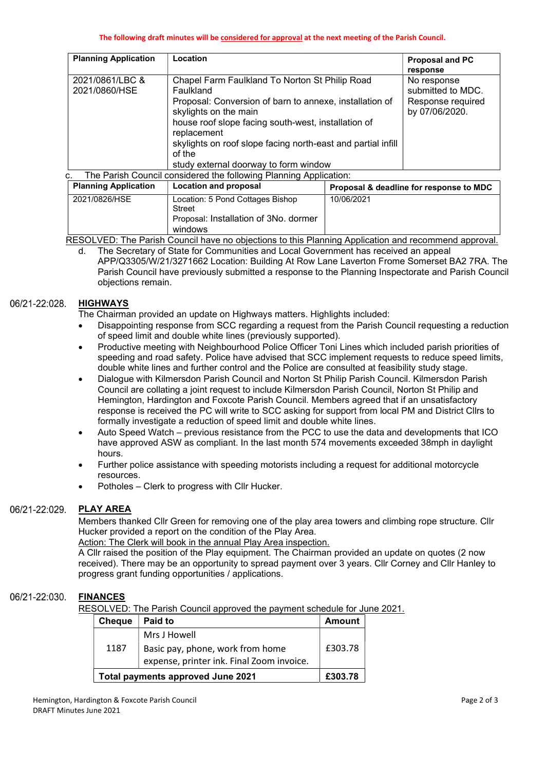**The following draft minutes will be considered for approval at the next meeting of the Parish Council.**

| Planning Application | Location | Proposal and PC response |
|---|---|---|
| 2021/0861/LBC & 2021/0860/HSE | Chapel Farm Faulkland To Norton St Philip Road Faulkland<br>Proposal: Conversion of barn to annexe, installation of skylights on the main house roof slope facing south-west, installation of replacement skylights on roof slope facing north-east and partial infill of the study external doorway to form window | No response submitted to MDC. Response required by 07/06/2020. |

c. The Parish Council considered the following Planning Application:

| Planning Application | Location and proposal | Proposal & deadline for response to MDC |
|---|---|---|
| 2021/0826/HSE | Location: 5 Pond Cottages Bishop Street<br>Proposal: Installation of 3No. dormer windows | 10/06/2021 |

RESOLVED: The Parish Council have no objections to this Planning Application and recommend approval.

d. The Secretary of State for Communities and Local Government has received an appeal APP/Q3305/W/21/3271662 Location: Building At Row Lane Laverton Frome Somerset BA2 7RA. The Parish Council have previously submitted a response to the Planning Inspectorate and Parish Council objections remain.

## 06/21-22:028. HIGHWAYS

The Chairman provided an update on Highways matters. Highlights included:

- Disappointing response from SCC regarding a request from the Parish Council requesting a reduction of speed limit and double white lines (previously supported).
- Productive meeting with Neighbourhood Police Officer Toni Lines which included parish priorities of speeding and road safety. Police have advised that SCC implement requests to reduce speed limits, double white lines and further control and the Police are consulted at feasibility study stage.
- Dialogue with Kilmersdon Parish Council and Norton St Philip Parish Council. Kilmersdon Parish Council are collating a joint request to include Kilmersdon Parish Council, Norton St Philip and Hemington, Hardington and Foxcote Parish Council. Members agreed that if an unsatisfactory response is received the PC will write to SCC asking for support from local PM and District Cllrs to formally investigate a reduction of speed limit and double white lines.
- Auto Speed Watch – previous resistance from the PCC to use the data and developments that ICO have approved ASW as compliant. In the last month 574 movements exceeded 38mph in daylight hours.
- Further police assistance with speeding motorists including a request for additional motorcycle resources.
- Potholes – Clerk to progress with Cllr Hucker.

## 06/21-22:029. PLAY AREA

Members thanked Cllr Green for removing one of the play area towers and climbing rope structure. Cllr Hucker provided a report on the condition of the Play Area.

Action: The Clerk will book in the annual Play Area inspection.

A Cllr raised the position of the Play equipment. The Chairman provided an update on quotes (2 now received). There may be an opportunity to spread payment over 3 years. Cllr Corney and Cllr Hanley to progress grant funding opportunities / applications.

## 06/21-22:030. FINANCES

RESOLVED: The Parish Council approved the payment schedule for June 2021.

| Cheque | Paid to | Amount |
|---|---|---|
| 1187 | Mrs J Howell<br>Basic pay, phone, work from home expense, printer ink. Final Zoom invoice. | £303.78 |
| **Total payments approved June 2021** | | **£303.78** |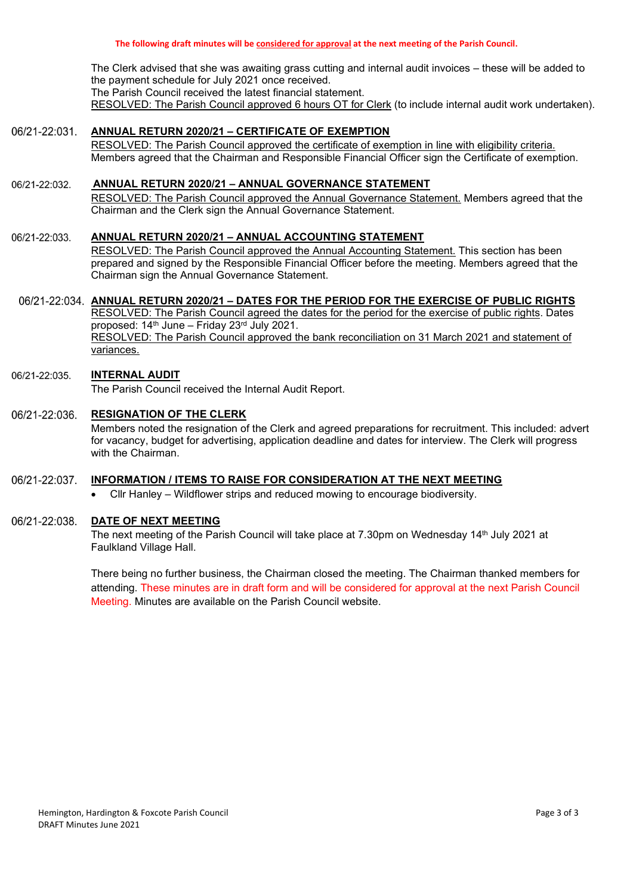**The following draft minutes will be considered for approval at the next meeting of the Parish Council.**

The Clerk advised that she was awaiting grass cutting and internal audit invoices – these will be added to the payment schedule for July 2021 once received.
The Parish Council received the latest financial statement.
RESOLVED: The Parish Council approved 6 hours OT for Clerk (to include internal audit work undertaken).

**06/21-22:031. ANNUAL RETURN 2020/21 – CERTIFICATE OF EXEMPTION**

RESOLVED: The Parish Council approved the certificate of exemption in line with eligibility criteria. Members agreed that the Chairman and Responsible Financial Officer sign the Certificate of exemption.

**06/21-22:032. ANNUAL RETURN 2020/21 – ANNUAL GOVERNANCE STATEMENT**

RESOLVED: The Parish Council approved the Annual Governance Statement. Members agreed that the Chairman and the Clerk sign the Annual Governance Statement.

**06/21-22:033. ANNUAL RETURN 2020/21 – ANNUAL ACCOUNTING STATEMENT**

RESOLVED: The Parish Council approved the Annual Accounting Statement. This section has been prepared and signed by the Responsible Financial Officer before the meeting. Members agreed that the Chairman sign the Annual Governance Statement.

**06/21-22:034. ANNUAL RETURN 2020/21 – DATES FOR THE PERIOD FOR THE EXERCISE OF PUBLIC RIGHTS**

RESOLVED: The Parish Council agreed the dates for the period for the exercise of public rights. Dates proposed: 14th June – Friday 23rd July 2021.
RESOLVED: The Parish Council approved the bank reconciliation on 31 March 2021 and statement of variances.

**06/21-22:035. INTERNAL AUDIT**

The Parish Council received the Internal Audit Report.

**06/21-22:036. RESIGNATION OF THE CLERK**

Members noted the resignation of the Clerk and agreed preparations for recruitment. This included: advert for vacancy, budget for advertising, application deadline and dates for interview. The Clerk will progress with the Chairman.

**06/21-22:037. INFORMATION / ITEMS TO RAISE FOR CONSIDERATION AT THE NEXT MEETING**

- Cllr Hanley – Wildflower strips and reduced mowing to encourage biodiversity.

**06/21-22:038. DATE OF NEXT MEETING**

The next meeting of the Parish Council will take place at 7.30pm on Wednesday 14th July 2021 at Faulkland Village Hall.

There being no further business, the Chairman closed the meeting. The Chairman thanked members for attending. These minutes are in draft form and will be considered for approval at the next Parish Council Meeting. Minutes are available on the Parish Council website.

Hemington, Hardington & Foxcote Parish Council
DRAFT Minutes June 2021